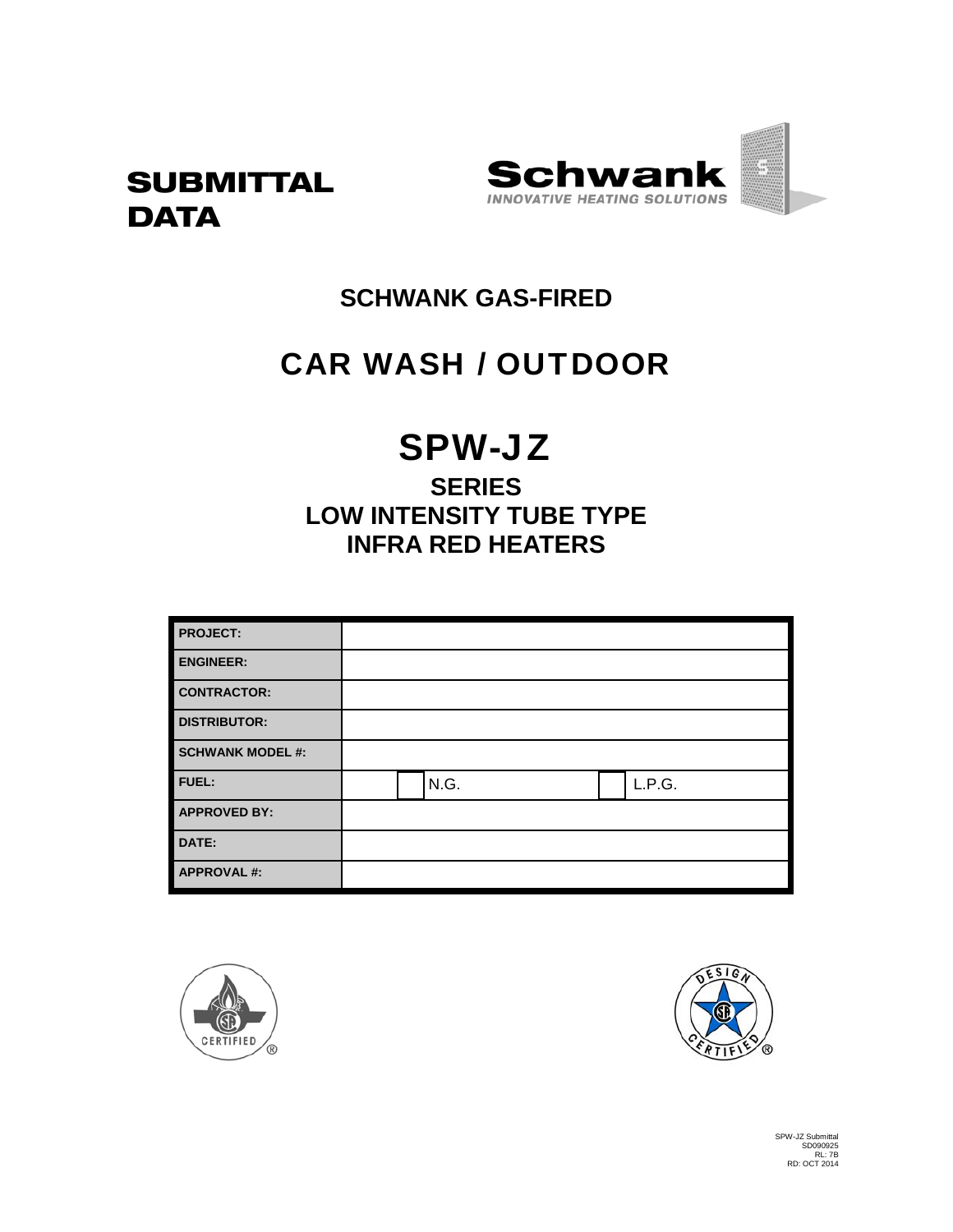# SUBMITTAL DATA

**Schwank**
*INNOVATIVE HEATING SOLUTIONS*

## SCHWANK GAS-FIRED

# CAR WASH / OUTDOOR

# SPW-JZ

## SERIES
## LOW INTENSITY TUBE TYPE
## INFRA RED HEATERS

| | |
|---|---|
| **PROJECT:** | |
| **ENGINEER:** | |
| **CONTRACTOR:** | |
| **DISTRIBUTOR:** | |
| **SCHWANK MODEL #:** | |
| **FUEL:** | ☐ N.G. ☐ L.P.G. |
| **APPROVED BY:** | |
| **DATE:** | |
| **APPROVAL #:** | |

CERTIFIED ®

DESIGN CERTIFIED ®

SPW-JZ Submittal
SD090925
RL: 7B
RD: OCT 2014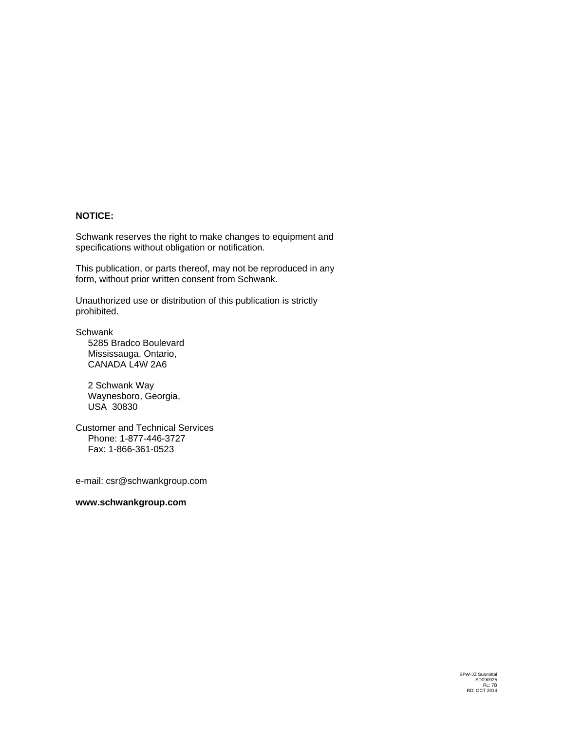**NOTICE:**

Schwank reserves the right to make changes to equipment and specifications without obligation or notification.

This publication, or parts thereof, may not be reproduced in any form, without prior written consent from Schwank.

Unauthorized use or distribution of this publication is strictly prohibited.

Schwank
5285 Bradco Boulevard
Mississauga, Ontario,
CANADA L4W 2A6

2 Schwank Way
Waynesboro, Georgia,
USA 30830

Customer and Technical Services
Phone: 1-877-446-3727
Fax: 1-866-361-0523

e-mail: csr@schwankgroup.com

**www.schwankgroup.com**

SPW-JZ Submittal
SD090925
RL: 7B
RD: OCT 2014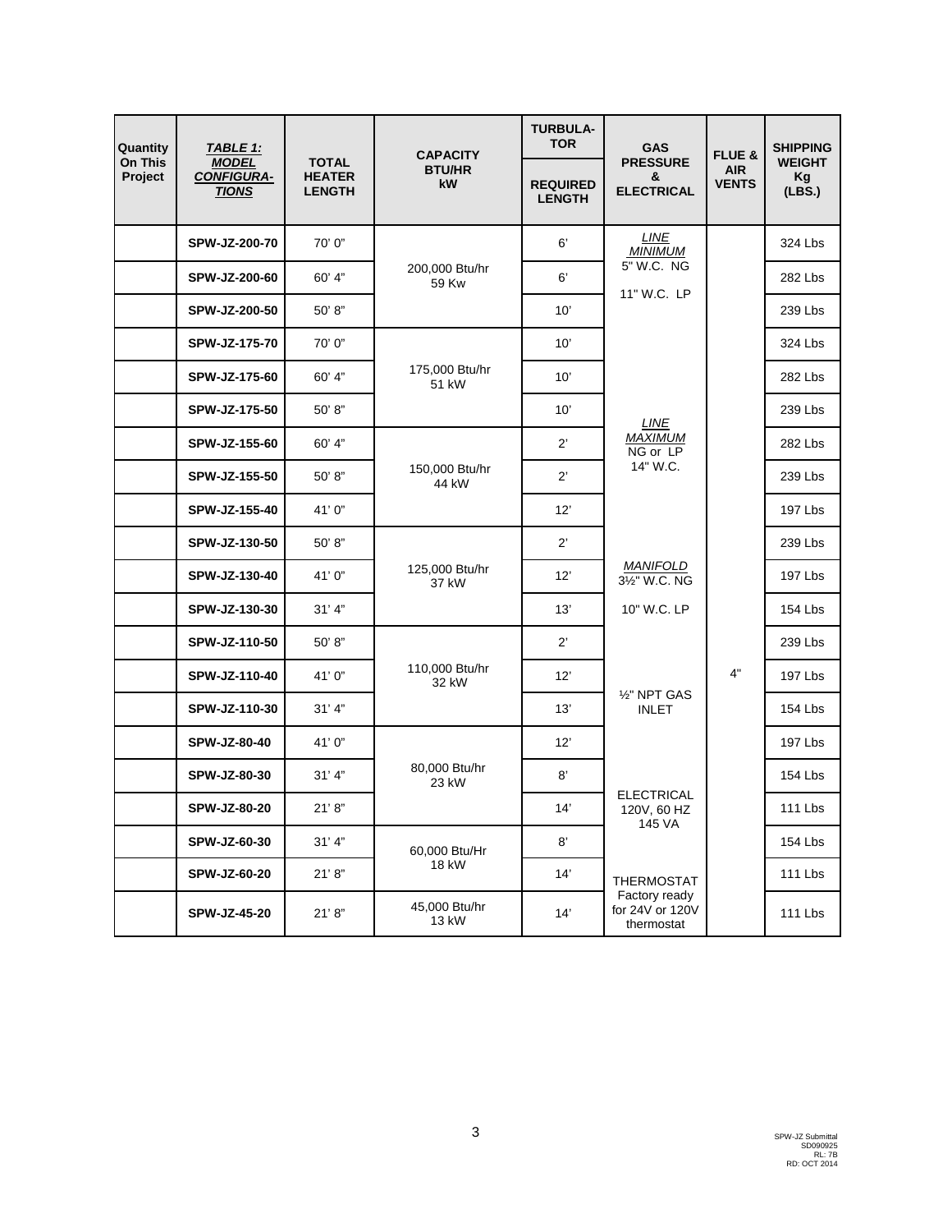| Quantity On This Project | ***TABLE 1: MODEL CONFIGURA-TIONS*** | TOTAL HEATER LENGTH | CAPACITY BTU/HR kW | TURBULA-TOR REQUIRED LENGTH | GAS PRESSURE & ELECTRICAL | FLUE & AIR VENTS | SHIPPING WEIGHT Kg (LBS.) |
|---|---|---|---|---|---|---|---|
| | SPW-JZ-200-70 | 70' 0" | 200,000 Btu/hr 59 Kw | 6' | *LINE MINIMUM* 5" W.C. NG 11" W.C. LP | 4" | 324 Lbs |
| | SPW-JZ-200-60 | 60' 4" | | 6' | | | 282 Lbs |
| | SPW-JZ-200-50 | 50' 8" | | 10' | | | 239 Lbs |
| | SPW-JZ-175-70 | 70' 0" | 175,000 Btu/hr 51 kW | 10' | *LINE MAXIMUM* NG or LP 14" W.C. | | 324 Lbs |
| | SPW-JZ-175-60 | 60' 4" | | 10' | | | 282 Lbs |
| | SPW-JZ-175-50 | 50' 8" | | 10' | | | 239 Lbs |
| | SPW-JZ-155-60 | 60' 4" | 150,000 Btu/hr 44 kW | 2' | | | 282 Lbs |
| | SPW-JZ-155-50 | 50' 8" | | 2' | | | 239 Lbs |
| | SPW-JZ-155-40 | 41' 0" | | 12' | | | 197 Lbs |
| | SPW-JZ-130-50 | 50' 8" | 125,000 Btu/hr 37 kW | 2' | *MANIFOLD* 3½" W.C. NG 10" W.C. LP | | 239 Lbs |
| | SPW-JZ-130-40 | 41' 0" | | 12' | | | 197 Lbs |
| | SPW-JZ-130-30 | 31' 4" | | 13' | | | 154 Lbs |
| | SPW-JZ-110-50 | 50' 8" | 110,000 Btu/hr 32 kW | 2' | ½" NPT GAS INLET | | 239 Lbs |
| | SPW-JZ-110-40 | 41' 0" | | 12' | | | 197 Lbs |
| | SPW-JZ-110-30 | 31' 4" | | 13' | | | 154 Lbs |
| | SPW-JZ-80-40 | 41' 0" | 80,000 Btu/hr 23 kW | 12' | ELECTRICAL 120V, 60 HZ 145 VA | | 197 Lbs |
| | SPW-JZ-80-30 | 31' 4" | | 8' | | | 154 Lbs |
| | SPW-JZ-80-20 | 21' 8" | | 14' | | | 111 Lbs |
| | SPW-JZ-60-30 | 31' 4" | 60,000 Btu/Hr 18 kW | 8' | THERMOSTAT Factory ready for 24V or 120V thermostat | | 154 Lbs |
| | SPW-JZ-60-20 | 21' 8" | | 14' | | | 111 Lbs |
| | SPW-JZ-45-20 | 21' 8" | 45,000 Btu/hr 13 kW | 14' | | | 111 Lbs |

SPW-JZ Submittal
SD090925
RL: 7B
RD: OCT 2014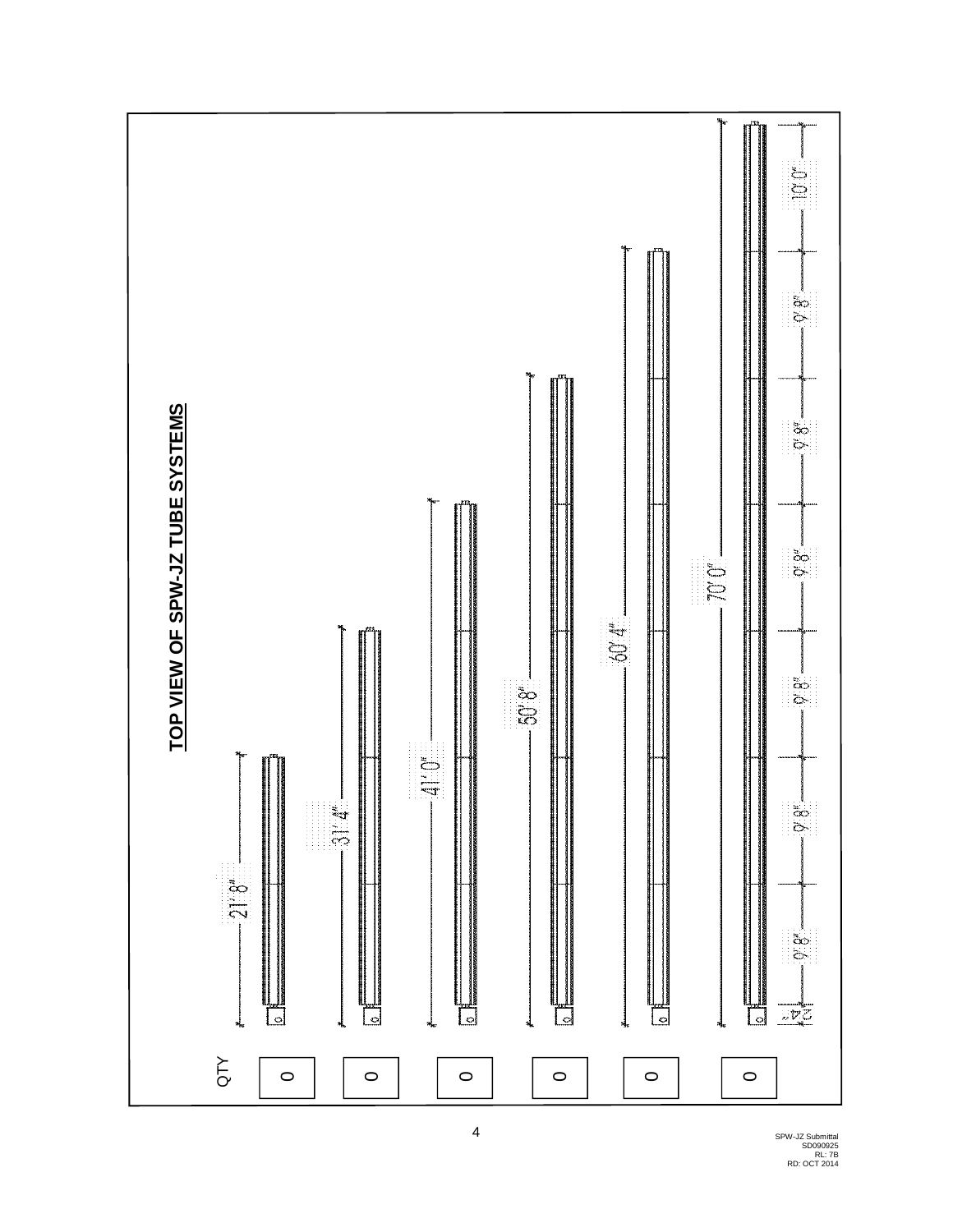# TOP VIEW OF SPW-JZ TUBE SYSTEMS

| QTY | Overall Length |
| --- | --- |
| 0 | 21' 8" |
| 0 | 31' 4" |
| 0 | 41' 0" |
| 0 | 50' 8" |
| 0 | 60' 4" |
| 0 | 70' 0" |

Segment dimensions: 2 3/4" – 9' 8" – 9' 8" – 9' 8" – 9' 8" – 9' 8" – 9' 8" – 10' 0"

SPW-JZ Submittal
SD090925
RL: 7B
RD: OCT 2014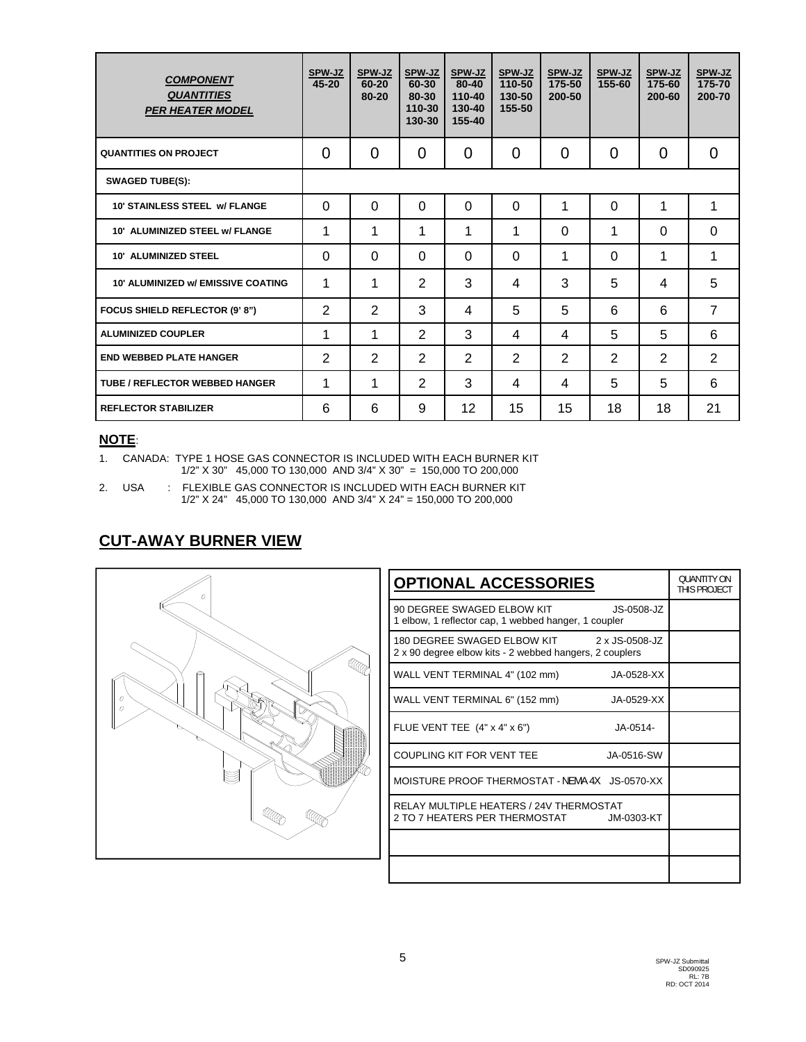| ***COMPONENT QUANTITIES PER HEATER MODEL*** | **SPW-JZ 45-20** | **SPW-JZ 60-20 80-20** | **SPW-JZ 60-30 80-30 110-30 130-30** | **SPW-JZ 80-40 110-40 130-40 155-40** | **SPW-JZ 110-50 130-50 155-50** | **SPW-JZ 175-50 200-50** | **SPW-JZ 155-60** | **SPW-JZ 175-60 200-60** | **SPW-JZ 175-70 200-70** |
|---|---|---|---|---|---|---|---|---|---|
| **QUANTITIES ON PROJECT** | 0 | 0 | 0 | 0 | 0 | 0 | 0 | 0 | 0 |
| **SWAGED TUBE(S):** | | | | | | | | | |
| **10' STAINLESS STEEL w/ FLANGE** | 0 | 0 | 0 | 0 | 0 | 1 | 0 | 1 | 1 |
| **10' ALUMINIZED STEEL w/ FLANGE** | 1 | 1 | 1 | 1 | 1 | 0 | 1 | 0 | 0 |
| **10' ALUMINIZED STEEL** | 0 | 0 | 0 | 0 | 0 | 1 | 0 | 1 | 1 |
| **10' ALUMINIZED w/ EMISSIVE COATING** | 1 | 1 | 2 | 3 | 4 | 3 | 5 | 4 | 5 |
| **FOCUS SHIELD REFLECTOR (9' 8")** | 2 | 2 | 3 | 4 | 5 | 5 | 6 | 6 | 7 |
| **ALUMINIZED COUPLER** | 1 | 1 | 2 | 3 | 4 | 4 | 5 | 5 | 6 |
| **END WEBBED PLATE HANGER** | 2 | 2 | 2 | 2 | 2 | 2 | 2 | 2 | 2 |
| **TUBE / REFLECTOR WEBBED HANGER** | 1 | 1 | 2 | 3 | 4 | 4 | 5 | 5 | 6 |
| **REFLECTOR STABILIZER** | 6 | 6 | 9 | 12 | 15 | 15 | 18 | 18 | 21 |

**NOTE**:

1. CANADA: TYPE 1 HOSE GAS CONNECTOR IS INCLUDED WITH EACH BURNER KIT
   1/2" X 30" 45,000 TO 130,000 AND 3/4" X 30" = 150,000 TO 200,000
2. USA : FLEXIBLE GAS CONNECTOR IS INCLUDED WITH EACH BURNER KIT
   1/2" X 24" 45,000 TO 130,000 AND 3/4" X 24" = 150,000 TO 200,000

## CUT-AWAY BURNER VIEW

| **OPTIONAL ACCESSORIES** | QUANTITY ON THIS PROJECT |
|---|---|
| 90 DEGREE SWAGED ELBOW KIT JS-0508-JZ<br>1 elbow, 1 reflector cap, 1 webbed hanger, 1 coupler | |
| 180 DEGREE SWAGED ELBOW KIT 2 x JS-0508-JZ<br>2 x 90 degree elbow kits - 2 webbed hangers, 2 couplers | |
| WALL VENT TERMINAL 4" (102 mm) JA-0528-XX | |
| WALL VENT TERMINAL 6" (152 mm) JA-0529-XX | |
| FLUE VENT TEE (4" x 4" x 6") JA-0514- | |
| COUPLING KIT FOR VENT TEE JA-0516-SW | |
| MOISTURE PROOF THERMOSTAT - NEMA 4X JS-0570-XX | |
| RELAY MULTIPLE HEATERS / 24V THERMOSTAT<br>2 TO 7 HEATERS PER THERMOSTAT JM-0303-KT | |
| | |
| | |

SPW-JZ Submittal
SD090925
RL: 7B
RD: OCT 2014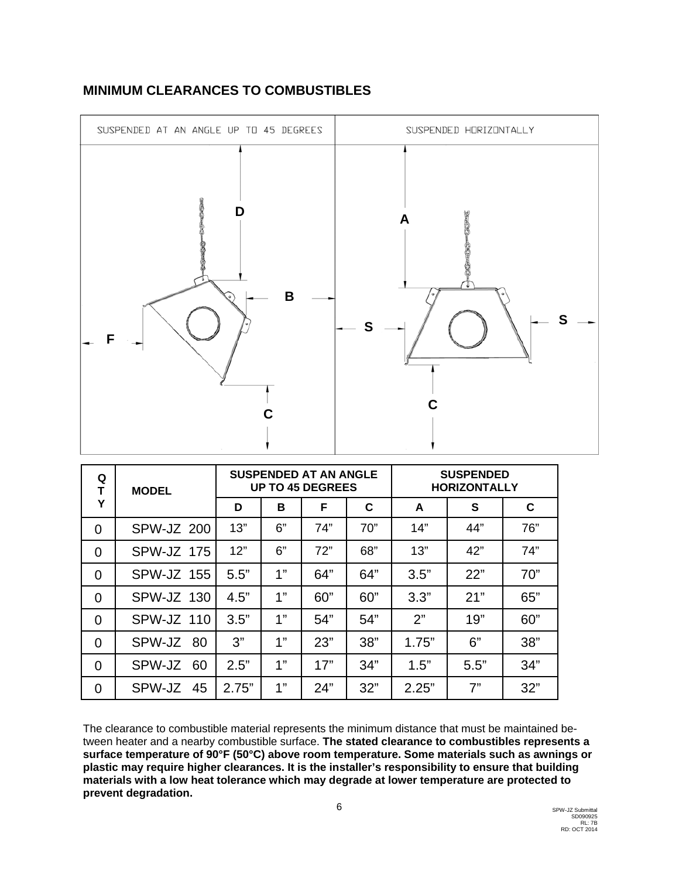## MINIMUM CLEARANCES TO COMBUSTIBLES

| SUSPENDED AT AN ANGLE UP TO 45 DEGREES | SUSPENDED HORIZONTALLY |
| --- | --- |

| QTY | MODEL | SUSPENDED AT AN ANGLE UP TO 45 DEGREES | | | | SUSPENDED HORIZONTALLY | | |
| --- | --- | --- | --- | --- | --- | --- | --- | --- |
| | | D | B | F | C | A | S | C |
| 0 | SPW-JZ 200 | 13” | 6” | 74” | 70” | 14” | 44” | 76” |
| 0 | SPW-JZ 175 | 12” | 6” | 72” | 68” | 13” | 42” | 74” |
| 0 | SPW-JZ 155 | 5.5” | 1” | 64” | 64” | 3.5” | 22” | 70” |
| 0 | SPW-JZ 130 | 4.5” | 1” | 60” | 60” | 3.3” | 21” | 65” |
| 0 | SPW-JZ 110 | 3.5” | 1” | 54” | 54” | 2” | 19” | 60” |
| 0 | SPW-JZ 80 | 3” | 1” | 23” | 38” | 1.75” | 6” | 38” |
| 0 | SPW-JZ 60 | 2.5” | 1” | 17” | 34” | 1.5” | 5.5” | 34” |
| 0 | SPW-JZ 45 | 2.75” | 1” | 24” | 32” | 2.25” | 7” | 32” |

The clearance to combustible material represents the minimum distance that must be maintained between heater and a nearby combustible surface. **The stated clearance to combustibles represents a surface temperature of 90°F (50°C) above room temperature. Some materials such as awnings or plastic may require higher clearances. It is the installer's responsibility to ensure that building materials with a low heat tolerance which may degrade at lower temperature are protected to prevent degradation.**

SPW-JZ Submittal
SD090925
RL: 7B
RD: OCT 2014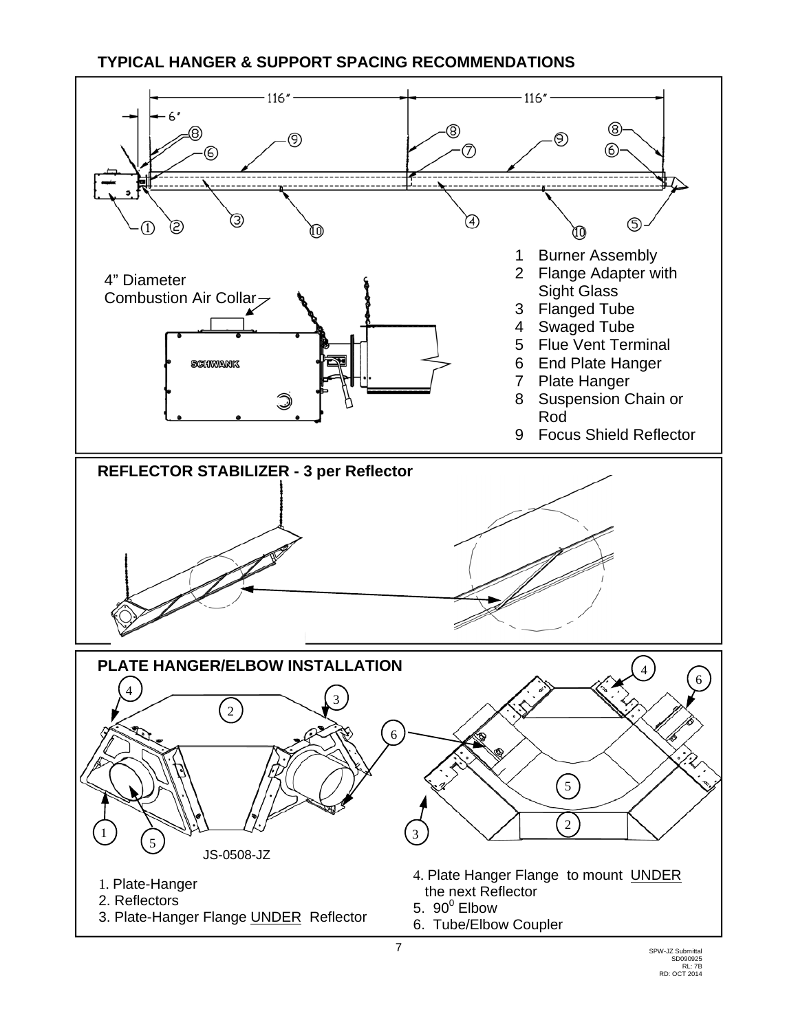## TYPICAL HANGER & SUPPORT SPACING RECOMMENDATIONS

116" 116" 6"

4" Diameter Combustion Air Collar

1. Burner Assembly
2. Flange Adapter with Sight Glass
3. Flanged Tube
4. Swaged Tube
5. Flue Vent Terminal
6. End Plate Hanger
7. Plate Hanger
8. Suspension Chain or Rod
9. Focus Shield Reflector

## REFLECTOR STABILIZER - 3 per Reflector

## PLATE HANGER/ELBOW INSTALLATION

JS-0508-JZ

1. Plate-Hanger
2. Reflectors
3. Plate-Hanger Flange UNDER Reflector
4. Plate Hanger Flange to mount UNDER the next Reflector
5. $90^0$ Elbow
6. Tube/Elbow Coupler

SPW-JZ Submittal
SD090925
RL: 7B
RD: OCT 2014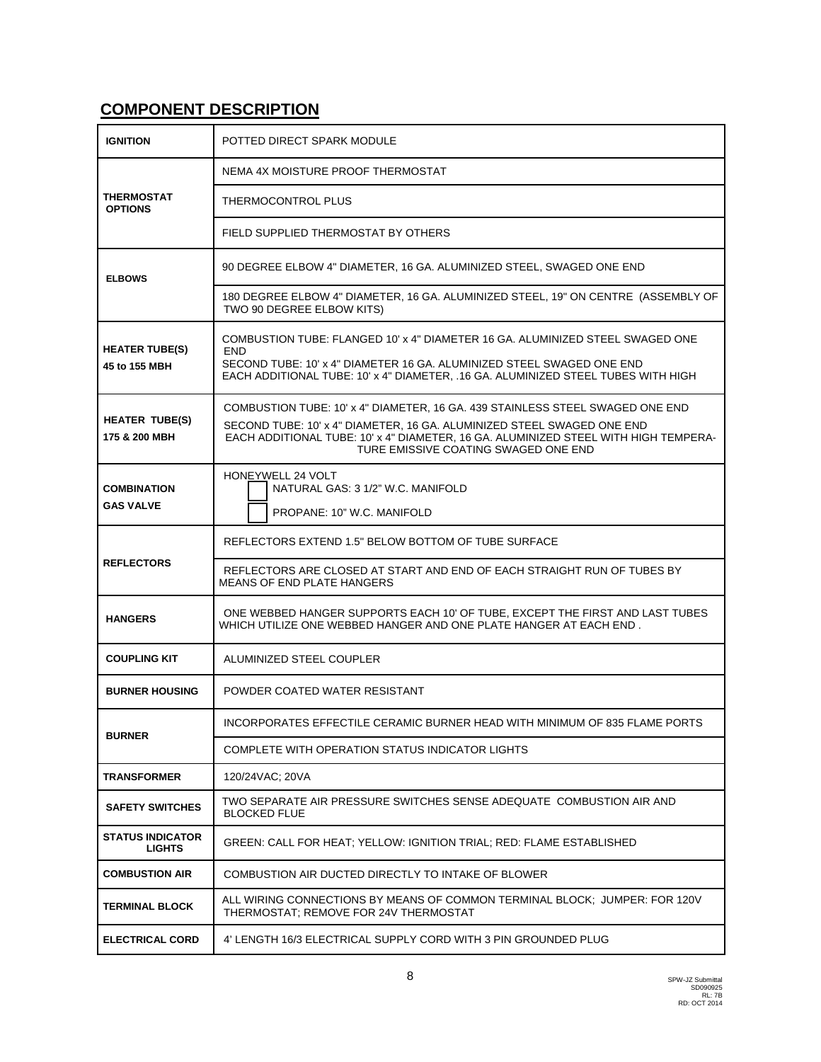## COMPONENT DESCRIPTION

| | |
|---|---|
| **IGNITION** | POTTED DIRECT SPARK MODULE |
| **THERMOSTAT OPTIONS** | NEMA 4X MOISTURE PROOF THERMOSTAT |
| | THERMOCONTROL PLUS |
| | FIELD SUPPLIED THERMOSTAT BY OTHERS |
| **ELBOWS** | 90 DEGREE ELBOW 4" DIAMETER, 16 GA. ALUMINIZED STEEL, SWAGED ONE END |
| | 180 DEGREE ELBOW 4" DIAMETER, 16 GA. ALUMINIZED STEEL, 19" ON CENTRE (ASSEMBLY OF TWO 90 DEGREE ELBOW KITS) |
| **HEATER TUBE(S) 45 to 155 MBH** | COMBUSTION TUBE: FLANGED 10' x 4" DIAMETER 16 GA. ALUMINIZED STEEL SWAGED ONE END<br>SECOND TUBE: 10' x 4" DIAMETER 16 GA. ALUMINIZED STEEL SWAGED ONE END<br>EACH ADDITIONAL TUBE: 10' x 4" DIAMETER, .16 GA. ALUMINIZED STEEL TUBES WITH HIGH |
| **HEATER TUBE(S) 175 & 200 MBH** | COMBUSTION TUBE: 10' x 4" DIAMETER, 16 GA. 439 STAINLESS STEEL SWAGED ONE END<br>SECOND TUBE: 10' x 4" DIAMETER, 16 GA. ALUMINIZED STEEL SWAGED ONE END<br>EACH ADDITIONAL TUBE: 10' x 4" DIAMETER, 16 GA. ALUMINIZED STEEL WITH HIGH TEMPERATURE EMISSIVE COATING SWAGED ONE END |
| **COMBINATION GAS VALVE** | HONEYWELL 24 VOLT<br>☐ NATURAL GAS: 3 1/2" W.C. MANIFOLD<br>☐ PROPANE: 10" W.C. MANIFOLD |
| **REFLECTORS** | REFLECTORS EXTEND 1.5" BELOW BOTTOM OF TUBE SURFACE |
| | REFLECTORS ARE CLOSED AT START AND END OF EACH STRAIGHT RUN OF TUBES BY MEANS OF END PLATE HANGERS |
| **HANGERS** | ONE WEBBED HANGER SUPPORTS EACH 10' OF TUBE, EXCEPT THE FIRST AND LAST TUBES WHICH UTILIZE ONE WEBBED HANGER AND ONE PLATE HANGER AT EACH END . |
| **COUPLING KIT** | ALUMINIZED STEEL COUPLER |
| **BURNER HOUSING** | POWDER COATED WATER RESISTANT |
| **BURNER** | INCORPORATES EFFECTILE CERAMIC BURNER HEAD WITH MINIMUM OF 835 FLAME PORTS |
| | COMPLETE WITH OPERATION STATUS INDICATOR LIGHTS |
| **TRANSFORMER** | 120/24VAC; 20VA |
| **SAFETY SWITCHES** | TWO SEPARATE AIR PRESSURE SWITCHES SENSE ADEQUATE COMBUSTION AIR AND BLOCKED FLUE |
| **STATUS INDICATOR LIGHTS** | GREEN: CALL FOR HEAT; YELLOW: IGNITION TRIAL; RED: FLAME ESTABLISHED |
| **COMBUSTION AIR** | COMBUSTION AIR DUCTED DIRECTLY TO INTAKE OF BLOWER |
| **TERMINAL BLOCK** | ALL WIRING CONNECTIONS BY MEANS OF COMMON TERMINAL BLOCK; JUMPER: FOR 120V THERMOSTAT; REMOVE FOR 24V THERMOSTAT |
| **ELECTRICAL CORD** | 4' LENGTH 16/3 ELECTRICAL SUPPLY CORD WITH 3 PIN GROUNDED PLUG |

SPW-JZ Submittal
SD090925
RL: 7B
RD: OCT 2014